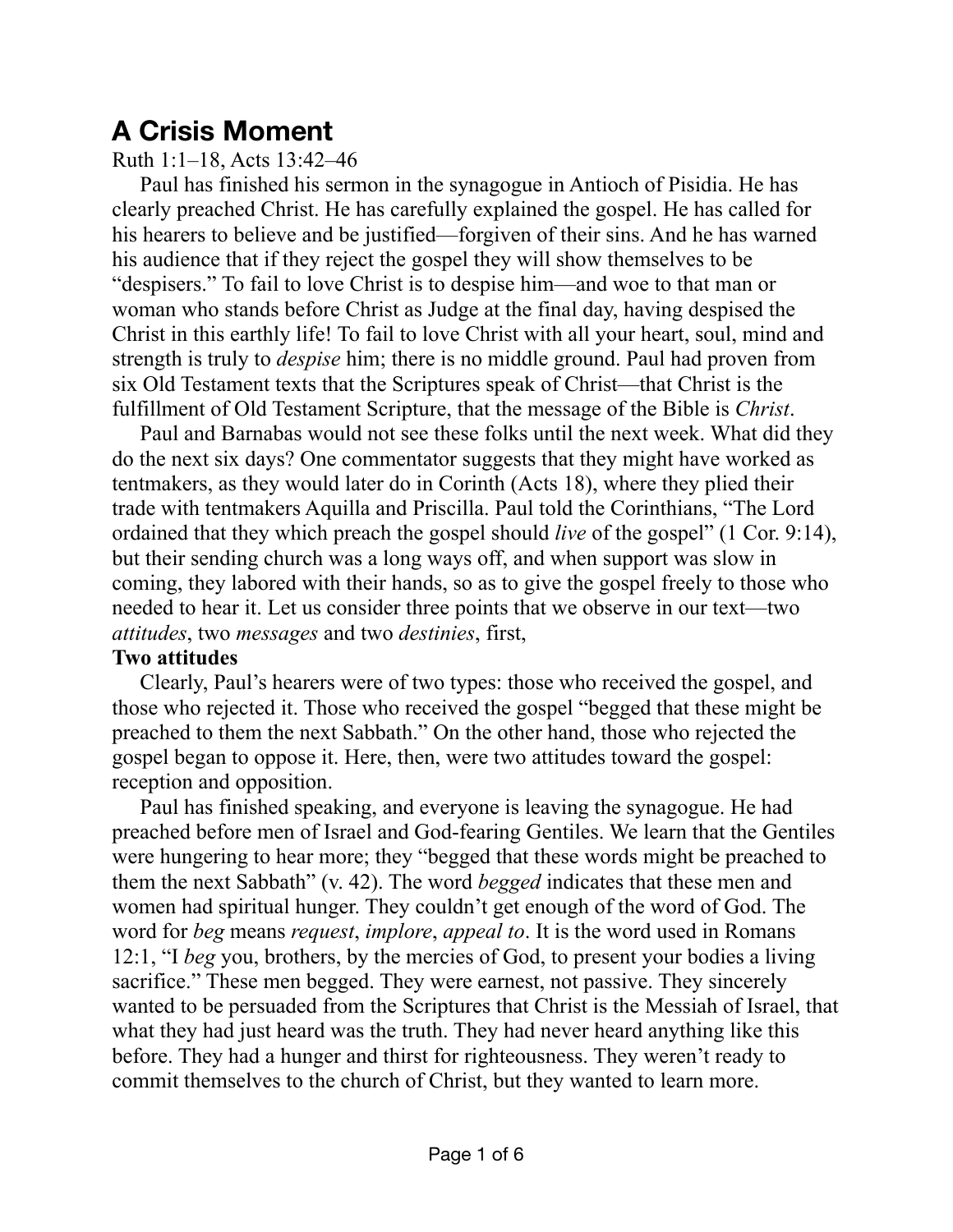# A Crisis Moment

Ruth 1:1–18, Acts 13:42–46

Paul has finished his sermon in the synagogue in Antioch of Pisidia. He has clearly preached Christ. He has carefully explained the gospel. He has called for his hearers to believe and be justified—forgiven of their sins. And he has warned his audience that if they reject the gospel they will show themselves to be "despisers." To fail to love Christ is to despise him—and woe to that man or woman who stands before Christ as Judge at the final day, having despised the Christ in this earthly life! To fail to love Christ with all your heart, soul, mind and strength is truly to *despise* him; there is no middle ground. Paul had proven from six Old Testament texts that the Scriptures speak of Christ—that Christ is the fulfillment of Old Testament Scripture, that the message of the Bible is *Christ*.

Paul and Barnabas would not see these folks until the next week. What did they do the next six days? One commentator suggests that they might have worked as tentmakers, as they would later do in Corinth (Acts 18), where they plied their trade with tentmakers Aquilla and Priscilla. Paul told the Corinthians, "The Lord ordained that they which preach the gospel should *live* of the gospel" (1 Cor. 9:14), but their sending church was a long ways off, and when support was slow in coming, they labored with their hands, so as to give the gospel freely to those who needed to hear it. Let us consider three points that we observe in our text—two *attitudes*, two *messages* and two *destinies*, first,

**Two attitudes**

Clearly, Paul's hearers were of two types: those who received the gospel, and those who rejected it. Those who received the gospel "begged that these might be preached to them the next Sabbath." On the other hand, those who rejected the gospel began to oppose it. Here, then, were two attitudes toward the gospel: reception and opposition.

Paul has finished speaking, and everyone is leaving the synagogue. He had preached before men of Israel and God-fearing Gentiles. We learn that the Gentiles were hungering to hear more; they "begged that these words might be preached to them the next Sabbath" (v. 42). The word *begged* indicates that these men and women had spiritual hunger. They couldn't get enough of the word of God. The word for *beg* means *request*, *implore*, *appeal to*. It is the word used in Romans 12:1, "I *beg* you, brothers, by the mercies of God, to present your bodies a living sacrifice." These men begged. They were earnest, not passive. They sincerely wanted to be persuaded from the Scriptures that Christ is the Messiah of Israel, that what they had just heard was the truth. They had never heard anything like this before. They had a hunger and thirst for righteousness. They weren't ready to commit themselves to the church of Christ, but they wanted to learn more.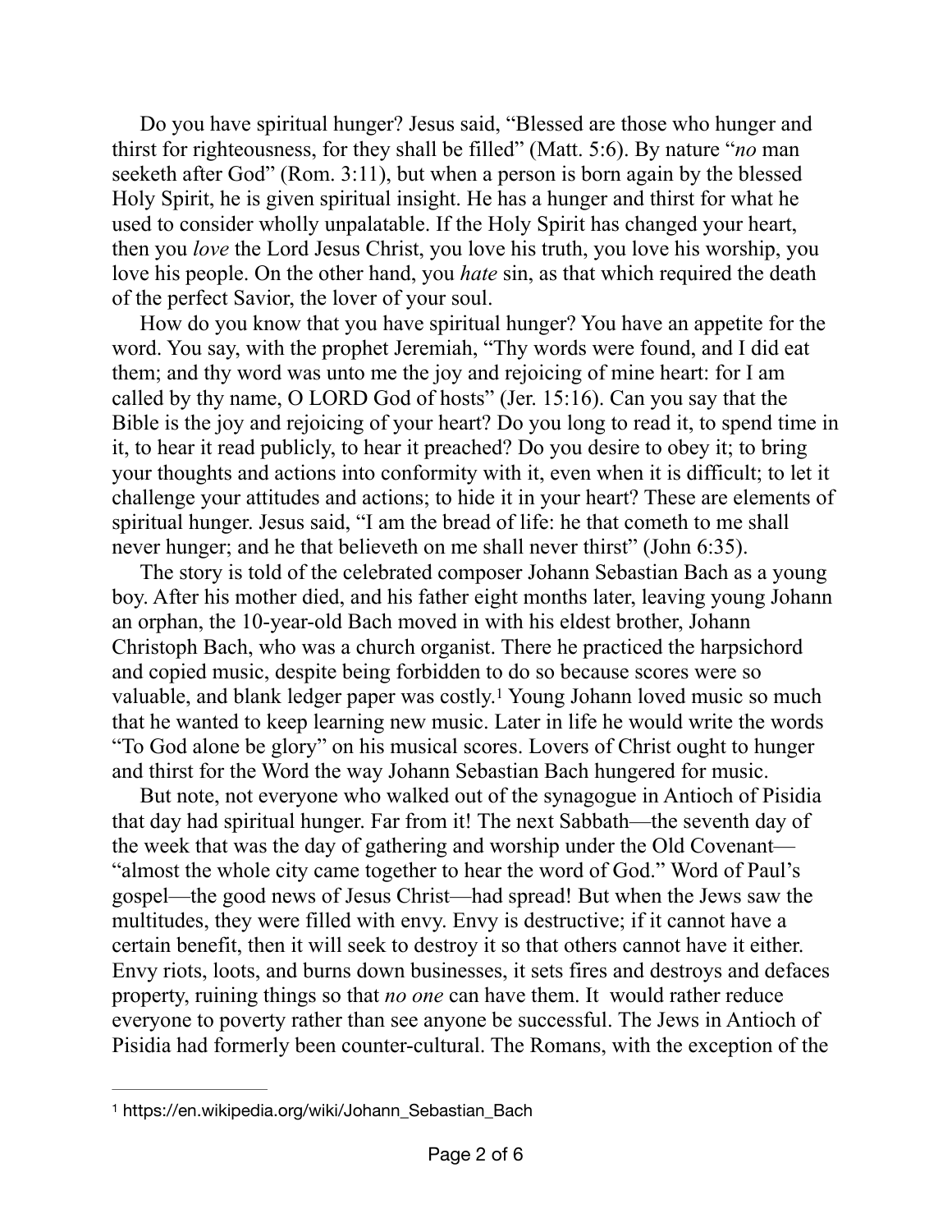Do you have spiritual hunger? Jesus said, "Blessed are those who hunger and thirst for righteousness, for they shall be filled" (Matt. 5:6). By nature "*no* man seeketh after God" (Rom. 3:11), but when a person is born again by the blessed Holy Spirit, he is given spiritual insight. He has a hunger and thirst for what he used to consider wholly unpalatable. If the Holy Spirit has changed your heart, then you *love* the Lord Jesus Christ, you love his truth, you love his worship, you love his people. On the other hand, you *hate* sin, as that which required the death of the perfect Savior, the lover of your soul.

How do you know that you have spiritual hunger? You have an appetite for the word. You say, with the prophet Jeremiah, "Thy words were found, and I did eat them; and thy word was unto me the joy and rejoicing of mine heart: for I am called by thy name, O LORD God of hosts" (Jer. 15:16). Can you say that the Bible is the joy and rejoicing of your heart? Do you long to read it, to spend time in it, to hear it read publicly, to hear it preached? Do you desire to obey it; to bring your thoughts and actions into conformity with it, even when it is difficult; to let it challenge your attitudes and actions; to hide it in your heart? These are elements of spiritual hunger. Jesus said, "I am the bread of life: he that cometh to me shall never hunger; and he that believeth on me shall never thirst" (John 6:35).

The story is told of the celebrated composer Johann Sebastian Bach as a young boy. After his mother died, and his father eight months later, leaving young Johann an orphan, the 10-year-old Bach moved in with his eldest brother, Johann Christoph Bach, who was a church organist. There he practiced the harpsichord and copied music, despite being forbidden to do so because scores were so valuable, and blank ledger paper was costly.[1] Young Johann loved music so much that he wanted to keep learning new music. Later in life he would write the words "To God alone be glory" on his musical scores. Lovers of Christ ought to hunger and thirst for the Word the way Johann Sebastian Bach hungered for music.

But note, not everyone who walked out of the synagogue in Antioch of Pisidia that day had spiritual hunger. Far from it! The next Sabbath—the seventh day of the week that was the day of gathering and worship under the Old Covenant—"almost the whole city came together to hear the word of God." Word of Paul's gospel—the good news of Jesus Christ—had spread! But when the Jews saw the multitudes, they were filled with envy. Envy is destructive; if it cannot have a certain benefit, then it will seek to destroy it so that others cannot have it either. Envy riots, loots, and burns down businesses, it sets fires and destroys and defaces property, ruining things so that *no one* can have them. It  would rather reduce everyone to poverty rather than see anyone be successful. The Jews in Antioch of Pisidia had formerly been counter-cultural. The Romans, with the exception of the

---

[1] https://en.wikipedia.org/wiki/Johann_Sebastian_Bach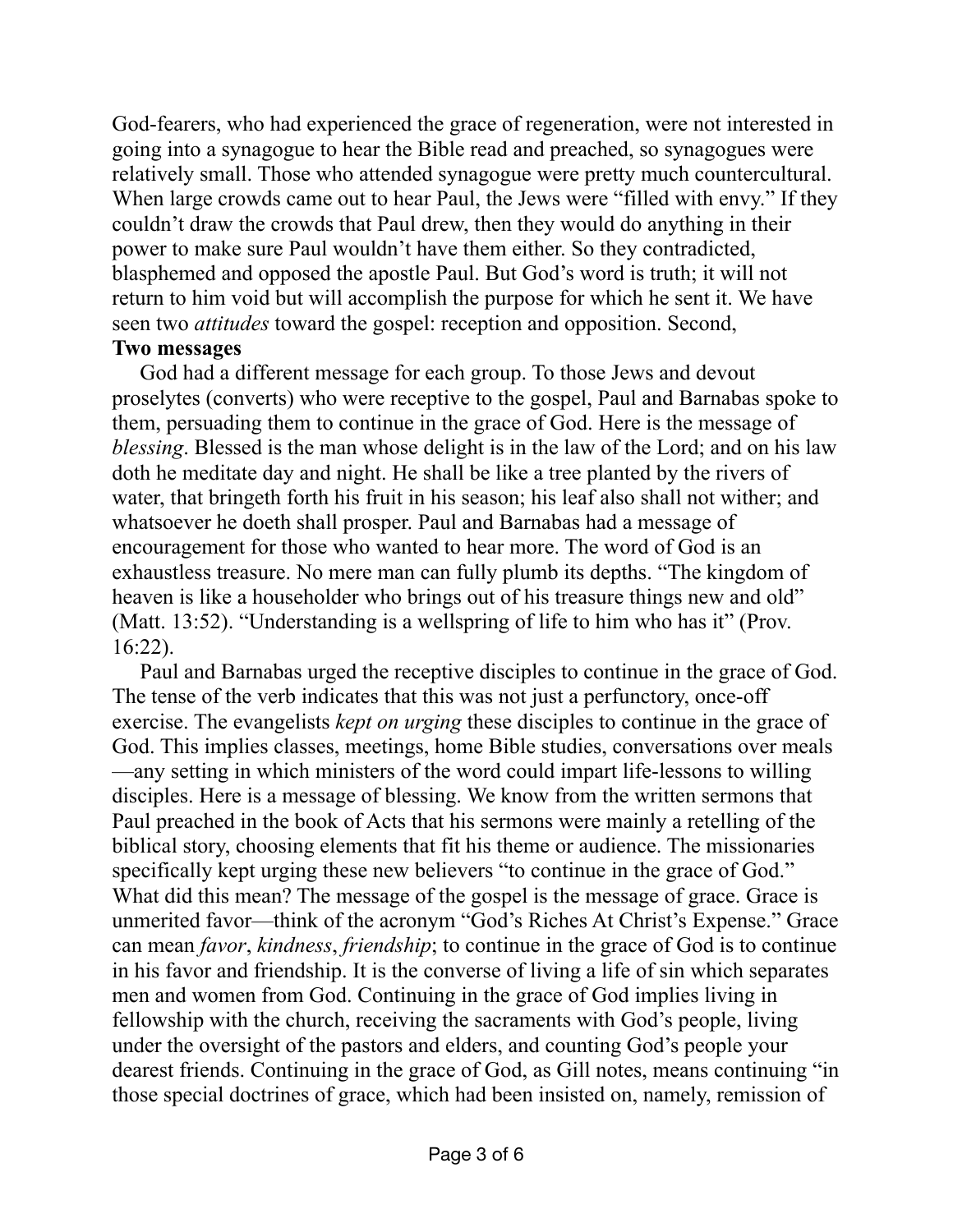God-fearers, who had experienced the grace of regeneration, were not interested in going into a synagogue to hear the Bible read and preached, so synagogues were relatively small. Those who attended synagogue were pretty much countercultural. When large crowds came out to hear Paul, the Jews were "filled with envy." If they couldn't draw the crowds that Paul drew, then they would do anything in their power to make sure Paul wouldn't have them either. So they contradicted, blasphemed and opposed the apostle Paul. But God's word is truth; it will not return to him void but will accomplish the purpose for which he sent it. We have seen two *attitudes* toward the gospel: reception and opposition. Second,

**Two messages**

God had a different message for each group. To those Jews and devout proselytes (converts) who were receptive to the gospel, Paul and Barnabas spoke to them, persuading them to continue in the grace of God. Here is the message of *blessing*. Blessed is the man whose delight is in the law of the Lord; and on his law doth he meditate day and night. He shall be like a tree planted by the rivers of water, that bringeth forth his fruit in his season; his leaf also shall not wither; and whatsoever he doeth shall prosper. Paul and Barnabas had a message of encouragement for those who wanted to hear more. The word of God is an exhaustless treasure. No mere man can fully plumb its depths. "The kingdom of heaven is like a householder who brings out of his treasure things new and old" (Matt. 13:52). "Understanding is a wellspring of life to him who has it" (Prov. 16:22).

Paul and Barnabas urged the receptive disciples to continue in the grace of God. The tense of the verb indicates that this was not just a perfunctory, once-off exercise. The evangelists *kept on urging* these disciples to continue in the grace of God. This implies classes, meetings, home Bible studies, conversations over meals—any setting in which ministers of the word could impart life-lessons to willing disciples. Here is a message of blessing. We know from the written sermons that Paul preached in the book of Acts that his sermons were mainly a retelling of the biblical story, choosing elements that fit his theme or audience. The missionaries specifically kept urging these new believers "to continue in the grace of God." What did this mean? The message of the gospel is the message of grace. Grace is unmerited favor—think of the acronym "God's Riches At Christ's Expense." Grace can mean *favor*, *kindness*, *friendship*; to continue in the grace of God is to continue in his favor and friendship. It is the converse of living a life of sin which separates men and women from God. Continuing in the grace of God implies living in fellowship with the church, receiving the sacraments with God's people, living under the oversight of the pastors and elders, and counting God's people your dearest friends. Continuing in the grace of God, as Gill notes, means continuing "in those special doctrines of grace, which had been insisted on, namely, remission of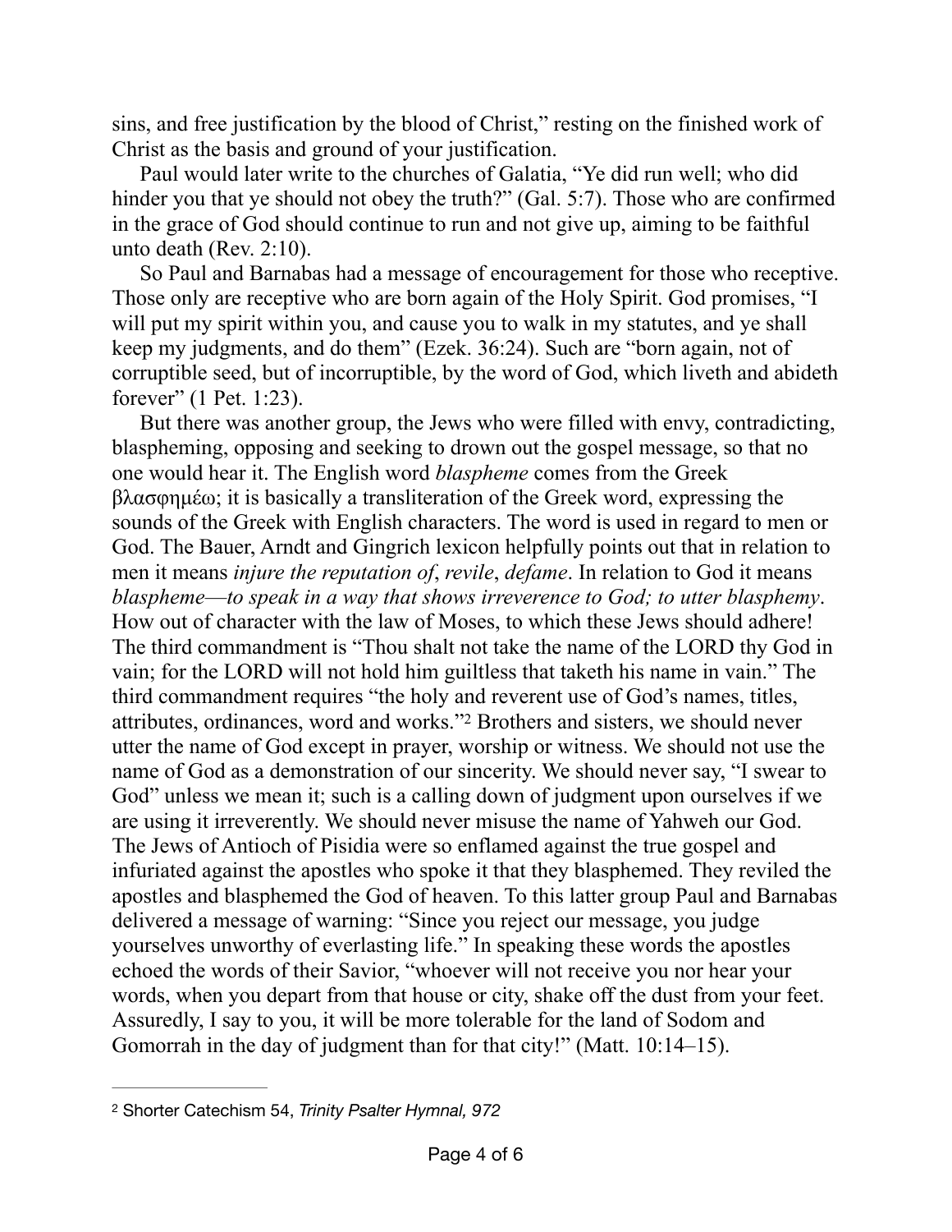sins, and free justification by the blood of Christ," resting on the finished work of Christ as the basis and ground of your justification.

Paul would later write to the churches of Galatia, "Ye did run well; who did hinder you that ye should not obey the truth?" (Gal. 5:7). Those who are confirmed in the grace of God should continue to run and not give up, aiming to be faithful unto death (Rev. 2:10).

So Paul and Barnabas had a message of encouragement for those who receptive. Those only are receptive who are born again of the Holy Spirit. God promises, "I will put my spirit within you, and cause you to walk in my statutes, and ye shall keep my judgments, and do them" (Ezek. 36:24). Such are "born again, not of corruptible seed, but of incorruptible, by the word of God, which liveth and abideth forever" (1 Pet. 1:23).

But there was another group, the Jews who were filled with envy, contradicting, blaspheming, opposing and seeking to drown out the gospel message, so that no one would hear it. The English word *blaspheme* comes from the Greek βλασφημέω; it is basically a transliteration of the Greek word, expressing the sounds of the Greek with English characters. The word is used in regard to men or God. The Bauer, Arndt and Gingrich lexicon helpfully points out that in relation to men it means *injure the reputation of*, *revile*, *defame*. In relation to God it means *blaspheme—to speak in a way that shows irreverence to God; to utter blasphemy*. How out of character with the law of Moses, to which these Jews should adhere! The third commandment is "Thou shalt not take the name of the LORD thy God in vain; for the LORD will not hold him guiltless that taketh his name in vain." The third commandment requires "the holy and reverent use of God's names, titles, attributes, ordinances, word and works."[2] Brothers and sisters, we should never utter the name of God except in prayer, worship or witness. We should not use the name of God as a demonstration of our sincerity. We should never say, "I swear to God" unless we mean it; such is a calling down of judgment upon ourselves if we are using it irreverently. We should never misuse the name of Yahweh our God. The Jews of Antioch of Pisidia were so enflamed against the true gospel and infuriated against the apostles who spoke it that they blasphemed. They reviled the apostles and blasphemed the God of heaven. To this latter group Paul and Barnabas delivered a message of warning: "Since you reject our message, you judge yourselves unworthy of everlasting life." In speaking these words the apostles echoed the words of their Savior, "whoever will not receive you nor hear your words, when you depart from that house or city, shake off the dust from your feet. Assuredly, I say to you, it will be more tolerable for the land of Sodom and Gomorrah in the day of judgment than for that city!" (Matt. 10:14–15).

---

[2] Shorter Catechism 54, *Trinity Psalter Hymnal, 972*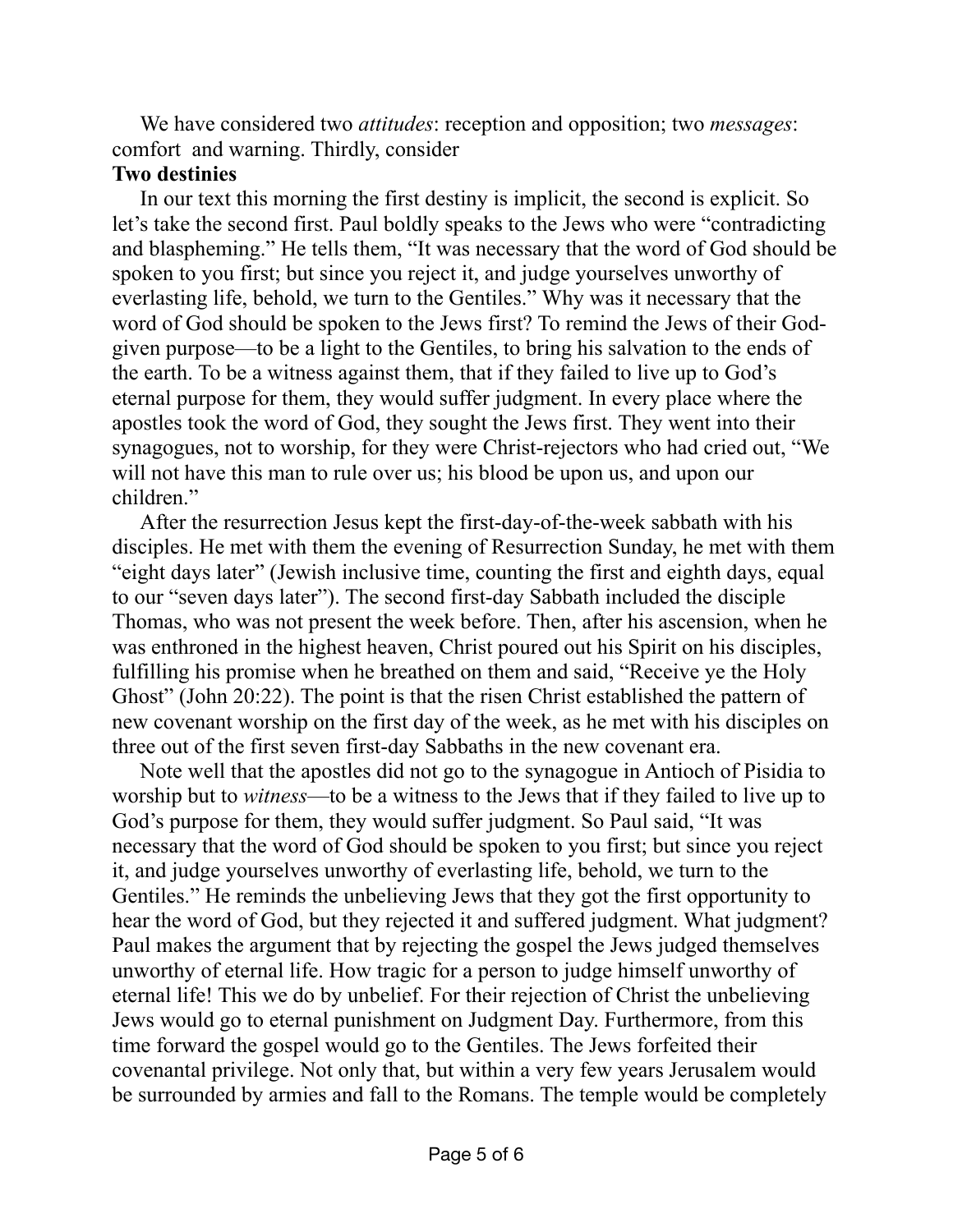We have considered two *attitudes*: reception and opposition; two *messages*: comfort and warning. Thirdly, consider

**Two destinies**

In our text this morning the first destiny is implicit, the second is explicit. So let's take the second first. Paul boldly speaks to the Jews who were "contradicting and blaspheming." He tells them, "It was necessary that the word of God should be spoken to you first; but since you reject it, and judge yourselves unworthy of everlasting life, behold, we turn to the Gentiles." Why was it necessary that the word of God should be spoken to the Jews first? To remind the Jews of their God-given purpose—to be a light to the Gentiles, to bring his salvation to the ends of the earth. To be a witness against them, that if they failed to live up to God's eternal purpose for them, they would suffer judgment. In every place where the apostles took the word of God, they sought the Jews first. They went into their synagogues, not to worship, for they were Christ-rejectors who had cried out, "We will not have this man to rule over us; his blood be upon us, and upon our children."

After the resurrection Jesus kept the first-day-of-the-week sabbath with his disciples. He met with them the evening of Resurrection Sunday, he met with them "eight days later" (Jewish inclusive time, counting the first and eighth days, equal to our "seven days later"). The second first-day Sabbath included the disciple Thomas, who was not present the week before. Then, after his ascension, when he was enthroned in the highest heaven, Christ poured out his Spirit on his disciples, fulfilling his promise when he breathed on them and said, "Receive ye the Holy Ghost" (John 20:22). The point is that the risen Christ established the pattern of new covenant worship on the first day of the week, as he met with his disciples on three out of the first seven first-day Sabbaths in the new covenant era.

Note well that the apostles did not go to the synagogue in Antioch of Pisidia to worship but to *witness*—to be a witness to the Jews that if they failed to live up to God's purpose for them, they would suffer judgment. So Paul said, "It was necessary that the word of God should be spoken to you first; but since you reject it, and judge yourselves unworthy of everlasting life, behold, we turn to the Gentiles." He reminds the unbelieving Jews that they got the first opportunity to hear the word of God, but they rejected it and suffered judgment. What judgment? Paul makes the argument that by rejecting the gospel the Jews judged themselves unworthy of eternal life. How tragic for a person to judge himself unworthy of eternal life! This we do by unbelief. For their rejection of Christ the unbelieving Jews would go to eternal punishment on Judgment Day. Furthermore, from this time forward the gospel would go to the Gentiles. The Jews forfeited their covenantal privilege. Not only that, but within a very few years Jerusalem would be surrounded by armies and fall to the Romans. The temple would be completely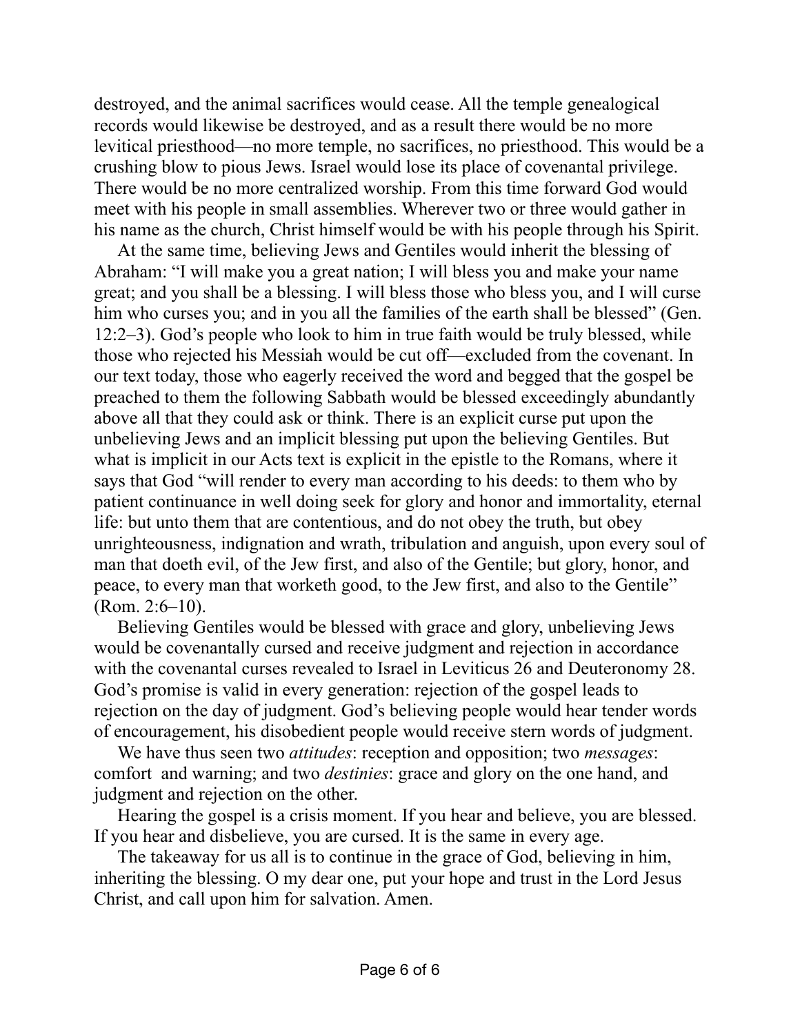destroyed, and the animal sacrifices would cease. All the temple genealogical records would likewise be destroyed, and as a result there would be no more levitical priesthood—no more temple, no sacrifices, no priesthood. This would be a crushing blow to pious Jews. Israel would lose its place of covenantal privilege. There would be no more centralized worship. From this time forward God would meet with his people in small assemblies. Wherever two or three would gather in his name as the church, Christ himself would be with his people through his Spirit.

At the same time, believing Jews and Gentiles would inherit the blessing of Abraham: "I will make you a great nation; I will bless you and make your name great; and you shall be a blessing. I will bless those who bless you, and I will curse him who curses you; and in you all the families of the earth shall be blessed" (Gen. 12:2–3). God's people who look to him in true faith would be truly blessed, while those who rejected his Messiah would be cut off—excluded from the covenant. In our text today, those who eagerly received the word and begged that the gospel be preached to them the following Sabbath would be blessed exceedingly abundantly above all that they could ask or think. There is an explicit curse put upon the unbelieving Jews and an implicit blessing put upon the believing Gentiles. But what is implicit in our Acts text is explicit in the epistle to the Romans, where it says that God "will render to every man according to his deeds: to them who by patient continuance in well doing seek for glory and honor and immortality, eternal life: but unto them that are contentious, and do not obey the truth, but obey unrighteousness, indignation and wrath, tribulation and anguish, upon every soul of man that doeth evil, of the Jew first, and also of the Gentile; but glory, honor, and peace, to every man that worketh good, to the Jew first, and also to the Gentile" (Rom. 2:6–10).

Believing Gentiles would be blessed with grace and glory, unbelieving Jews would be covenantally cursed and receive judgment and rejection in accordance with the covenantal curses revealed to Israel in Leviticus 26 and Deuteronomy 28. God's promise is valid in every generation: rejection of the gospel leads to rejection on the day of judgment. God's believing people would hear tender words of encouragement, his disobedient people would receive stern words of judgment.

We have thus seen two *attitudes*: reception and opposition; two *messages*: comfort and warning; and two *destinies*: grace and glory on the one hand, and judgment and rejection on the other.

Hearing the gospel is a crisis moment. If you hear and believe, you are blessed. If you hear and disbelieve, you are cursed. It is the same in every age.

The takeaway for us all is to continue in the grace of God, believing in him, inheriting the blessing. O my dear one, put your hope and trust in the Lord Jesus Christ, and call upon him for salvation. Amen.